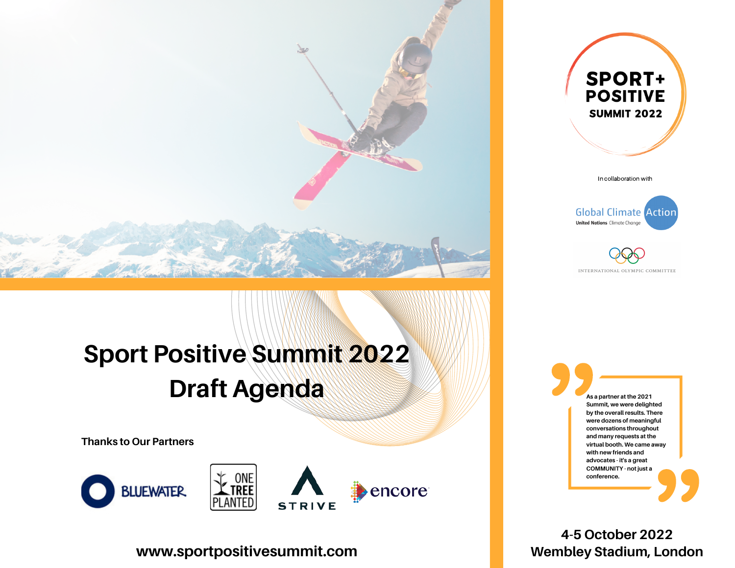# Sport Positive Summit 2022
# Draft Agenda

**Thanks to Our Partners**

BLUEWATER · ONE TREE PLANTED · STRIVE · encore

**www.sportpositivesummit.com**

SPORT+ POSITIVE SUMMIT 2022

In collaboration with

Global Climate Action — United Nations Climate Change

International Olympic Committee

> As a partner at the 2021 Summit, we were delighted by the overall results. There were dozens of meaningful conversations throughout and many requests at the virtual booth. We came away with new friends and advocates - it's a great COMMUNITY - not just a conference.

**4-5 October 2022**
**Wembley Stadium, London**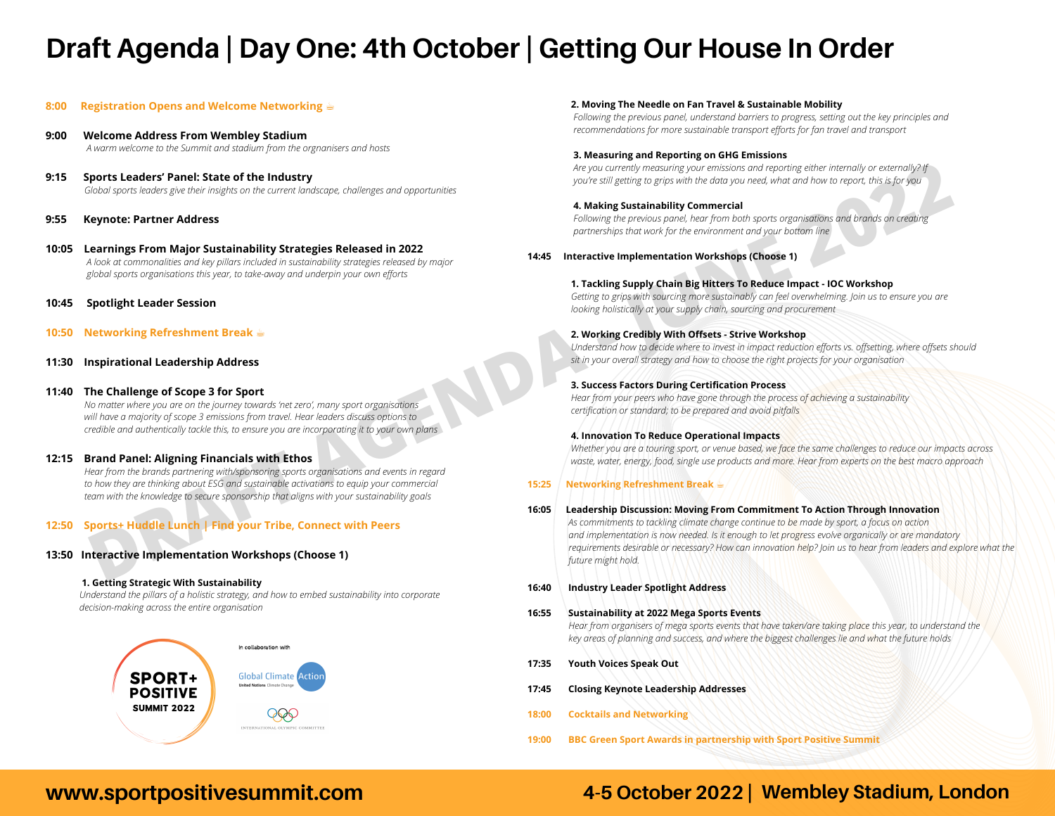# Draft Agenda | Day One: 4th October | Getting Our House In Order

**8:00 Registration Opens and Welcome Networking**

**9:00 Welcome Address From Wembley Stadium**
*A warm welcome to the Summit and stadium from the orgnanisers and hosts*

**9:15 Sports Leaders' Panel: State of the Industry**
*Global sports leaders give their insights on the current landscape, challenges and opportunities*

**9:55 Keynote: Partner Address**

**10:05 Learnings From Major Sustainability Strategies Released in 2022**
*A look at commonalities and key pillars included in sustainability strategies released by major global sports organisations this year, to take-away and underpin your own efforts*

**10:45 Spotlight Leader Session**

**10:50 Networking Refreshment Break**

**11:30 Inspirational Leadership Address**

**11:40 The Challenge of Scope 3 for Sport**
*No matter where you are on the journey towards 'net zero', many sport organisations will have a majority of scope 3 emissions from travel. Hear leaders discuss options to credible and authentically tackle this, to ensure you are incorporating it to your own plans*

**12:15 Brand Panel: Aligning Financials with Ethos**
*Hear from the brands partnering with/sponsoring sports organisations and events in regard to how they are thinking about ESG and sustainable activations to equip your commercial team with the knowledge to secure sponsorship that aligns with your sustainability goals*

**12:50 Sports+ Huddle Lunch | Find your Tribe, Connect with Peers**

**13:50 Interactive Implementation Workshops (Choose 1)**

1. **Getting Strategic With Sustainability**
*Understand the pillars of a holistic strategy, and how to embed sustainability into corporate decision-making across the entire organisation*

2. **Moving The Needle on Fan Travel & Sustainable Mobility**
*Following the previous panel, understand barriers to progress, setting out the key principles and recommendations for more sustainable transport efforts for fan travel and transport*

3. **Measuring and Reporting on GHG Emissions**
*Are you currently measuring your emissions and reporting either internally or externally? If you're still getting to grips with the data you need, what and how to report, this is for you*

4. **Making Sustainability Commercial**
*Following the previous panel, hear from both sports organisations and brands on creating partnerships that work for the environment and your bottom line*

**14:45 Interactive Implementation Workshops (Choose 1)**

1. **Tackling Supply Chain Big Hitters To Reduce Impact - IOC Workshop**
*Getting to grips with sourcing more sustainably can feel overwhelming. Join us to ensure you are looking holistically at your supply chain, sourcing and procurement*

2. **Working Credibly With Offsets - Strive Workshop**
*Understand how to decide where to invest in impact reduction efforts vs. offsetting, where offsets should sit in your overall strategy and how to choose the right projects for your organisation*

3. **Success Factors During Certification Process**
*Hear from your peers who have gone through the process of achieving a sustainability certification or standard; to be prepared and avoid pitfalls*

4. **Innovation To Reduce Operational Impacts**
*Whether you are a touring sport, or venue based, we face the same challenges to reduce our impacts across waste, water, energy, food, single use products and more. Hear from experts on the best macro approach*

**15:25 Networking Refreshment Break**

**16:05 Leadership Discussion: Moving From Commitment To Action Through Innovation**
*As commitments to tackling climate change continue to be made by sport, a focus on action and implementation is now needed. Is it enough to let progress evolve organically or are mandatory requirements desirable or necessary? How can innovation help? Join us to hear from leaders and explore what the future might hold.*

**16:40 Industry Leader Spotlight Address**

**16:55 Sustainability at 2022 Mega Sports Events**
*Hear from organisers of mega sports events that have taken/are taking place this year, to understand the key areas of planning and success, and where the biggest challenges lie and what the future holds*

**17:35 Youth Voices Speak Out**

**17:45 Closing Keynote Leadership Addresses**

**18:00 Cocktails and Networking**

**19:00 BBC Green Sport Awards in partnership with Sport Positive Summit**

SPORT+ POSITIVE SUMMIT 2022

In collaboration with Global Climate Action (United Nations Climate Change) and International Olympic Committee

**www.sportpositivesummit.com**

**4-5 October 2022 | Wembley Stadium, London**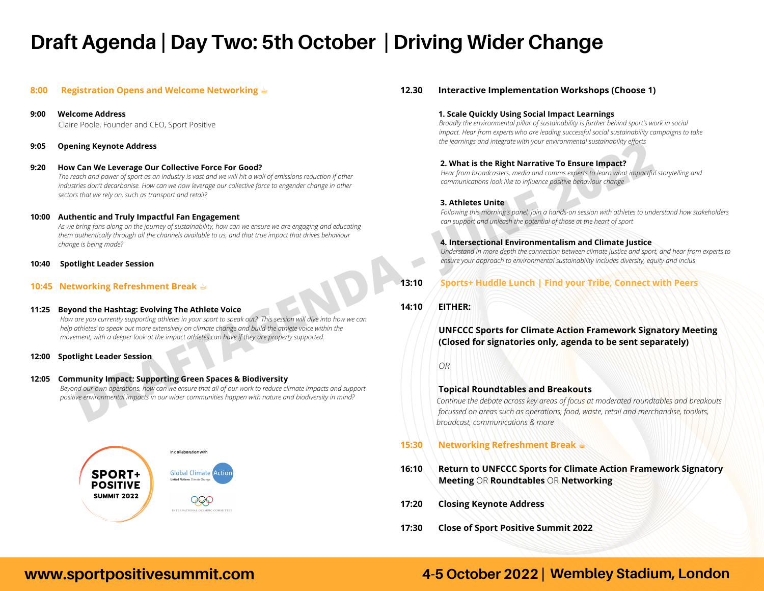# Draft Agenda | Day Two: 5th October | Driving Wider Change

**8:00 Registration Opens and Welcome Networking** ☕

**9:00 Welcome Address**
Claire Poole, Founder and CEO, Sport Positive

**9:05 Opening Keynote Address**

**9:20 How Can We Leverage Our Collective Force For Good?**
*The reach and power of sport as an industry is vast and we will hit a wall of emissions reduction if other industries don't decarbonise. How can we now leverage our collective force to engender change in other sectors that we rely on, such as transport and retail?*

**10:00 Authentic and Truly Impactful Fan Engagement**
*As we bring fans along on the journey of sustainability, how can we ensure we are engaging and educating them authentically through all the channels available to us, and that true impact that drives behaviour change is being made?*

**10:40 Spotlight Leader Session**

**10:45 Networking Refreshment Break** ☕

**11:25 Beyond the Hashtag: Evolving The Athlete Voice**
*How are you currently supporting athletes in your sport to speak out? This session will dive into how we can help athletes' to speak out more extensively on climate change and build the athlete voice within the movement, with a deeper look at the impact athletes can have if they are properly supported.*

**12:00 Spotlight Leader Session**

**12:05 Community Impact: Supporting Green Spaces & Biodiversity**
*Beyond our own operations, how can we ensure that all of our work to reduce climate impacts and support positive environmental impacts in our wider communities happen with nature and biodiversity in mind?*

**12.30 Interactive Implementation Workshops (Choose 1)**

**1. Scale Quickly Using Social Impact Learnings**
*Broadly the environmental pillar of sustainability is further behind sport's work in social impact. Hear from experts who are leading successful social sustainability campaigns to take the learnings and integrate with your environmental sustainability efforts*

**2. What is the Right Narrative To Ensure Impact?**
*Hear from broadcasters, media and comms experts to learn what impactful storytelling and communications look like to influence positive behaviour change*

**3. Athletes Unite**
*Following this morning's panel, join a hands-on session with athletes to understand how stakeholders can support and unleash the potential of those at the heart of sport*

**4. Intersectional Environmentalism and Climate Justice**
*Understand in more depth the connection between climate justice and sport, and hear from experts to ensure your approach to environmental sustainability includes diversity, equity and inclus*

**13:10 Sports+ Huddle Lunch | Find your Tribe, Connect with Peers**

**14:10 EITHER:**

**UNFCCC Sports for Climate Action Framework Signatory Meeting (Closed for signatories only, agenda to be sent separately)**

*OR*

**Topical Roundtables and Breakouts**
*Continue the debate across key areas of focus at moderated roundtables and breakouts focussed on areas such as operations, food, waste, retail and merchandise, toolkits, broadcast, communications & more*

**15:30 Networking Refreshment Break** ☕

**16:10 Return to UNFCCC Sports for Climate Action Framework Signatory Meeting** OR **Roundtables** OR **Networking**

**17:20 Closing Keynote Address**

**17:30 Close of Sport Positive Summit 2022**

SPORT+ POSITIVE SUMMIT 2022

In collaboration with Global Climate Action (United Nations Climate Change) and International Olympic Committee

www.sportpositivesummit.com

4-5 October 2022 | Wembley Stadium, London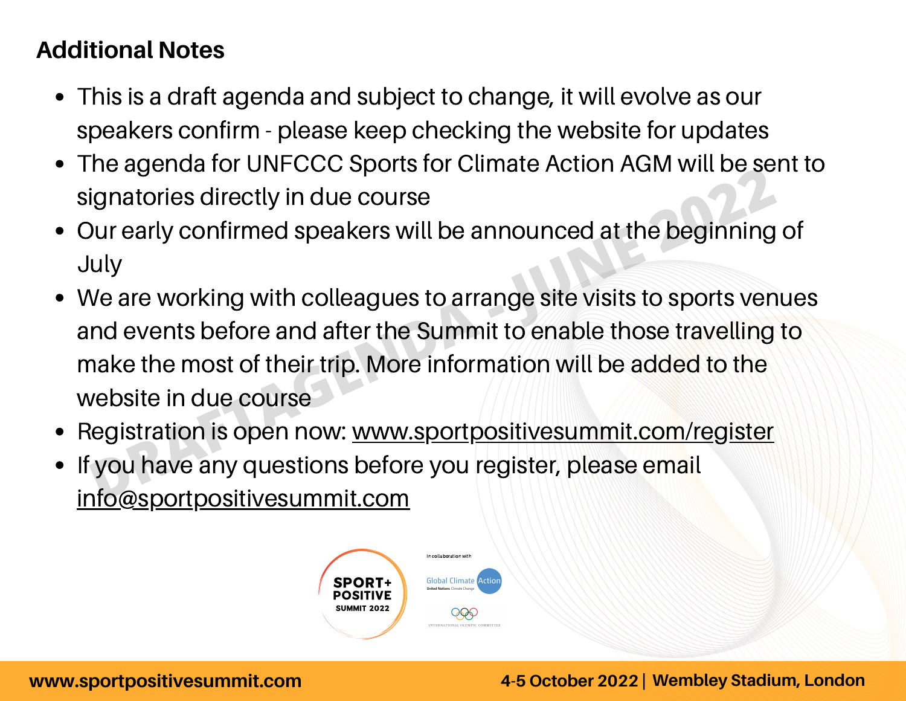## Additional Notes

- This is a draft agenda and subject to change, it will evolve as our speakers confirm - please keep checking the website for updates
- The agenda for UNFCCC Sports for Climate Action AGM will be sent to signatories directly in due course
- Our early confirmed speakers will be announced at the beginning of July
- We are working with colleagues to arrange site visits to sports venues and events before and after the Summit to enable those travelling to make the most of their trip. More information will be added to the website in due course
- Registration is open now: www.sportpositivesummit.com/register
- If you have any questions before you register, please email info@sportpositivesummit.com

SPORT+ POSITIVE SUMMIT 2022

In collaboration with

Global Climate Action

United Nations Climate Change

INTERNATIONAL OLYMPIC COMMITTEE